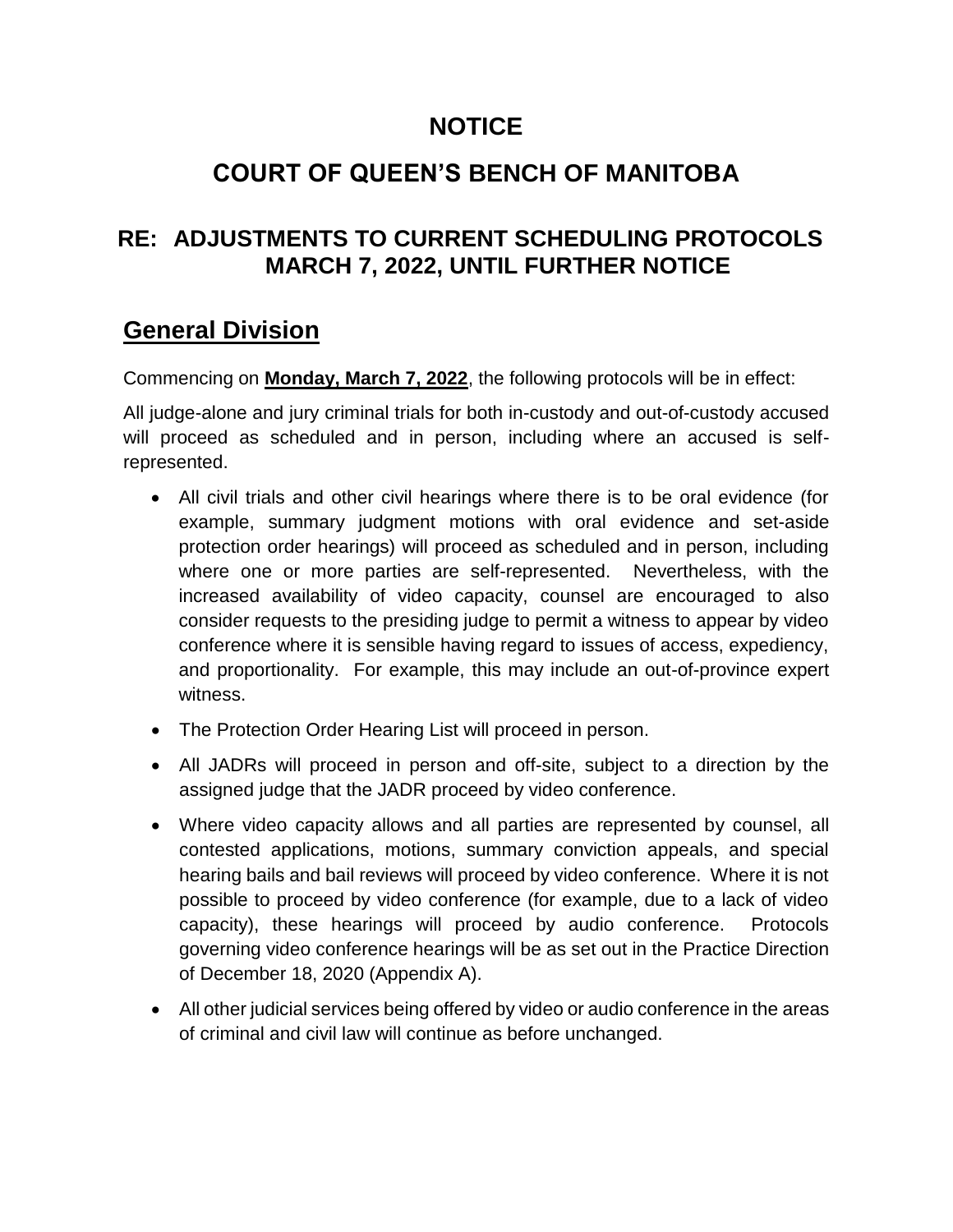# NOTICE

# COURT OF QUEEN'S BENCH OF MANITOBA

## RE: ADJUSTMENTS TO CURRENT SCHEDULING PROTOCOLS MARCH 7, 2022, UNTIL FURTHER NOTICE

## General Division

Commencing on **Monday, March 7, 2022**, the following protocols will be in effect:

All judge-alone and jury criminal trials for both in-custody and out-of-custody accused will proceed as scheduled and in person, including where an accused is self-represented.

- All civil trials and other civil hearings where there is to be oral evidence (for example, summary judgment motions with oral evidence and set-aside protection order hearings) will proceed as scheduled and in person, including where one or more parties are self-represented. Nevertheless, with the increased availability of video capacity, counsel are encouraged to also consider requests to the presiding judge to permit a witness to appear by video conference where it is sensible having regard to issues of access, expediency, and proportionality. For example, this may include an out-of-province expert witness.
- The Protection Order Hearing List will proceed in person.
- All JADRs will proceed in person and off-site, subject to a direction by the assigned judge that the JADR proceed by video conference.
- Where video capacity allows and all parties are represented by counsel, all contested applications, motions, summary conviction appeals, and special hearing bails and bail reviews will proceed by video conference. Where it is not possible to proceed by video conference (for example, due to a lack of video capacity), these hearings will proceed by audio conference. Protocols governing video conference hearings will be as set out in the Practice Direction of December 18, 2020 (Appendix A).
- All other judicial services being offered by video or audio conference in the areas of criminal and civil law will continue as before unchanged.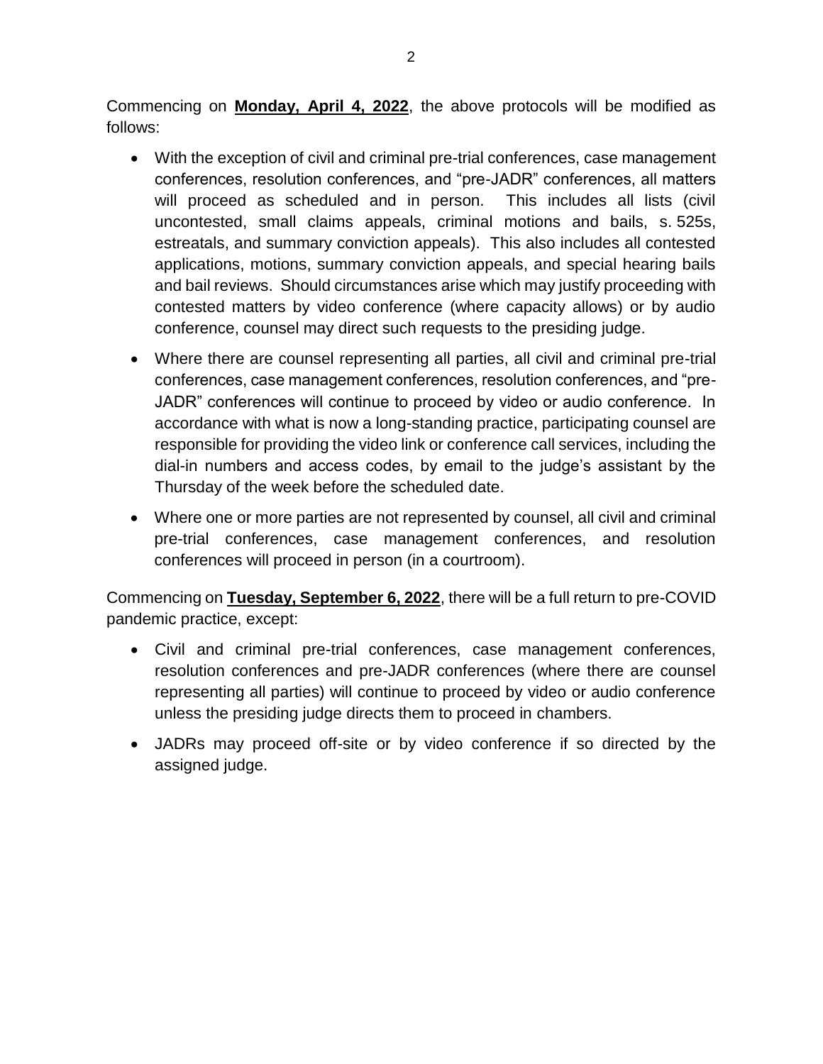Commencing on **Monday, April 4, 2022**, the above protocols will be modified as follows:

- With the exception of civil and criminal pre-trial conferences, case management conferences, resolution conferences, and "pre-JADR" conferences, all matters will proceed as scheduled and in person. This includes all lists (civil uncontested, small claims appeals, criminal motions and bails, s. 525s, estreatals, and summary conviction appeals). This also includes all contested applications, motions, summary conviction appeals, and special hearing bails and bail reviews. Should circumstances arise which may justify proceeding with contested matters by video conference (where capacity allows) or by audio conference, counsel may direct such requests to the presiding judge.
- Where there are counsel representing all parties, all civil and criminal pre-trial conferences, case management conferences, resolution conferences, and "pre-JADR" conferences will continue to proceed by video or audio conference. In accordance with what is now a long-standing practice, participating counsel are responsible for providing the video link or conference call services, including the dial-in numbers and access codes, by email to the judge's assistant by the Thursday of the week before the scheduled date.
- Where one or more parties are not represented by counsel, all civil and criminal pre-trial conferences, case management conferences, and resolution conferences will proceed in person (in a courtroom).

Commencing on **Tuesday, September 6, 2022**, there will be a full return to pre-COVID pandemic practice, except:

- Civil and criminal pre-trial conferences, case management conferences, resolution conferences and pre-JADR conferences (where there are counsel representing all parties) will continue to proceed by video or audio conference unless the presiding judge directs them to proceed in chambers.
- JADRs may proceed off-site or by video conference if so directed by the assigned judge.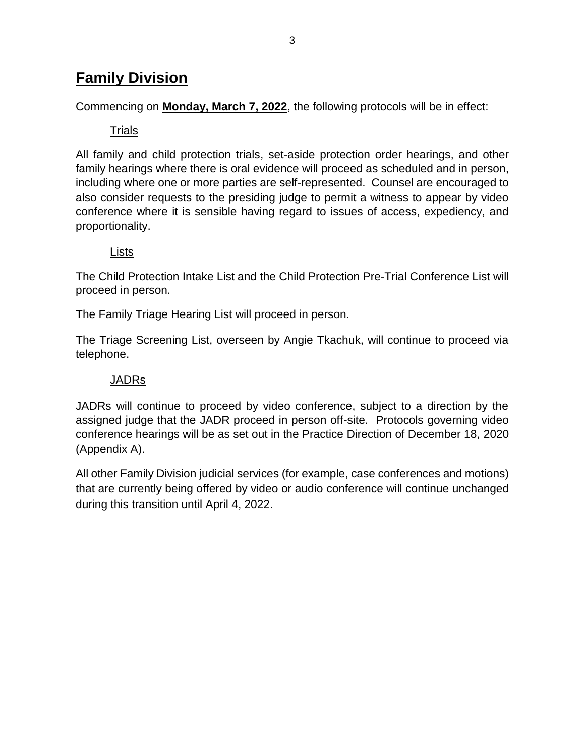## **Family Division**

Commencing on **Monday, March 7, 2022**, the following protocols will be in effect:

### Trials

All family and child protection trials, set-aside protection order hearings, and other family hearings where there is oral evidence will proceed as scheduled and in person, including where one or more parties are self-represented. Counsel are encouraged to also consider requests to the presiding judge to permit a witness to appear by video conference where it is sensible having regard to issues of access, expediency, and proportionality.

### Lists

The Child Protection Intake List and the Child Protection Pre-Trial Conference List will proceed in person.

The Family Triage Hearing List will proceed in person.

The Triage Screening List, overseen by Angie Tkachuk, will continue to proceed via telephone.

### JADRs

JADRs will continue to proceed by video conference, subject to a direction by the assigned judge that the JADR proceed in person off-site. Protocols governing video conference hearings will be as set out in the Practice Direction of December 18, 2020 (Appendix A).

All other Family Division judicial services (for example, case conferences and motions) that are currently being offered by video or audio conference will continue unchanged during this transition until April 4, 2022.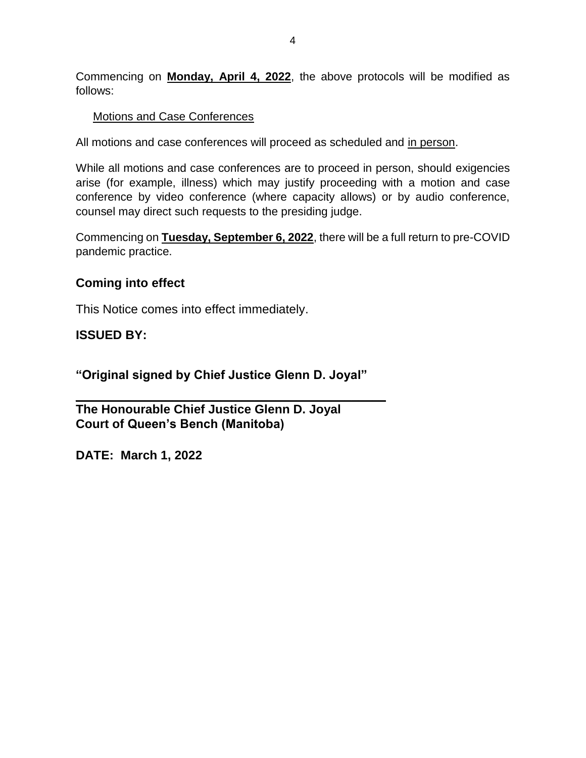Commencing on **Monday, April 4, 2022**, the above protocols will be modified as follows:

Motions and Case Conferences

All motions and case conferences will proceed as scheduled and in person.

While all motions and case conferences are to proceed in person, should exigencies arise (for example, illness) which may justify proceeding with a motion and case conference by video conference (where capacity allows) or by audio conference, counsel may direct such requests to the presiding judge.

Commencing on **Tuesday, September 6, 2022**, there will be a full return to pre-COVID pandemic practice.

## Coming into effect

This Notice comes into effect immediately.

**ISSUED BY:**

**"Original signed by Chief Justice Glenn D. Joyal"**

---

**The Honourable Chief Justice Glenn D. Joyal**
**Court of Queen's Bench (Manitoba)**

**DATE: March 1, 2022**